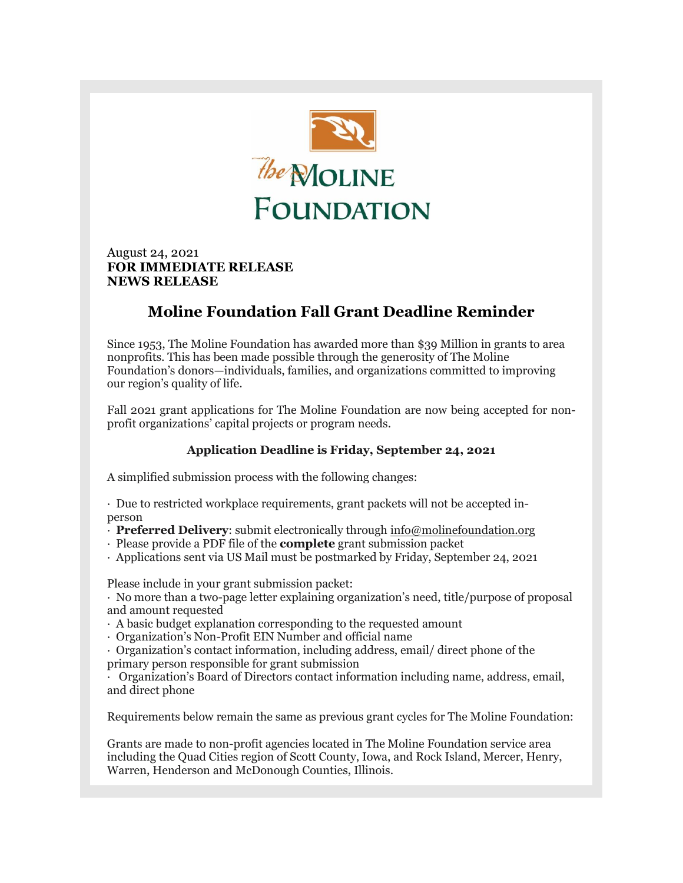August 24, 2021
**FOR IMMEDIATE RELEASE**
**NEWS RELEASE**

## Moline Foundation Fall Grant Deadline Reminder

Since 1953, The Moline Foundation has awarded more than $39 Million in grants to area nonprofits. This has been made possible through the generosity of The Moline Foundation's donors—individuals, families, and organizations committed to improving our region's quality of life.

Fall 2021 grant applications for The Moline Foundation are now being accepted for non-profit organizations' capital projects or program needs.

**Application Deadline is Friday, September 24, 2021**

A simplified submission process with the following changes:

- Due to restricted workplace requirements, grant packets will not be accepted in-person
- **Preferred Delivery**: submit electronically through info@molinefoundation.org
- Please provide a PDF file of the **complete** grant submission packet
- Applications sent via US Mail must be postmarked by Friday, September 24, 2021

Please include in your grant submission packet:

- No more than a two-page letter explaining organization's need, title/purpose of proposal and amount requested
- A basic budget explanation corresponding to the requested amount
- Organization's Non-Profit EIN Number and official name
- Organization's contact information, including address, email/ direct phone of the primary person responsible for grant submission
- Organization's Board of Directors contact information including name, address, email, and direct phone

Requirements below remain the same as previous grant cycles for The Moline Foundation:

Grants are made to non-profit agencies located in The Moline Foundation service area including the Quad Cities region of Scott County, Iowa, and Rock Island, Mercer, Henry, Warren, Henderson and McDonough Counties, Illinois.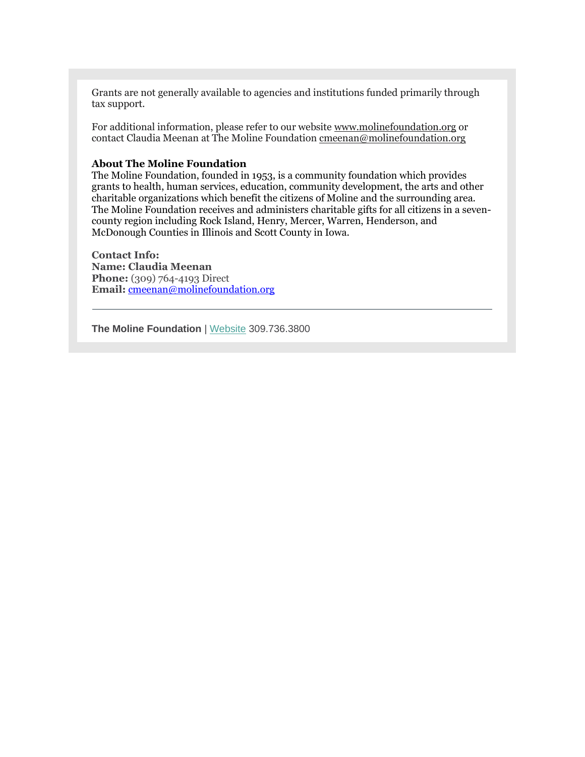Grants are not generally available to agencies and institutions funded primarily through tax support.

For additional information, please refer to our website www.molinefoundation.org or contact Claudia Meenan at The Moline Foundation cmeenan@molinefoundation.org

**About The Moline Foundation**
The Moline Foundation, founded in 1953, is a community foundation which provides grants to health, human services, education, community development, the arts and other charitable organizations which benefit the citizens of Moline and the surrounding area. The Moline Foundation receives and administers charitable gifts for all citizens in a seven-county region including Rock Island, Henry, Mercer, Warren, Henderson, and McDonough Counties in Illinois and Scott County in Iowa.

**Contact Info:**
**Name: Claudia Meenan**
**Phone:** (309) 764-4193 Direct
**Email:** cmeenan@molinefoundation.org

---

**The Moline Foundation** | Website 309.736.3800